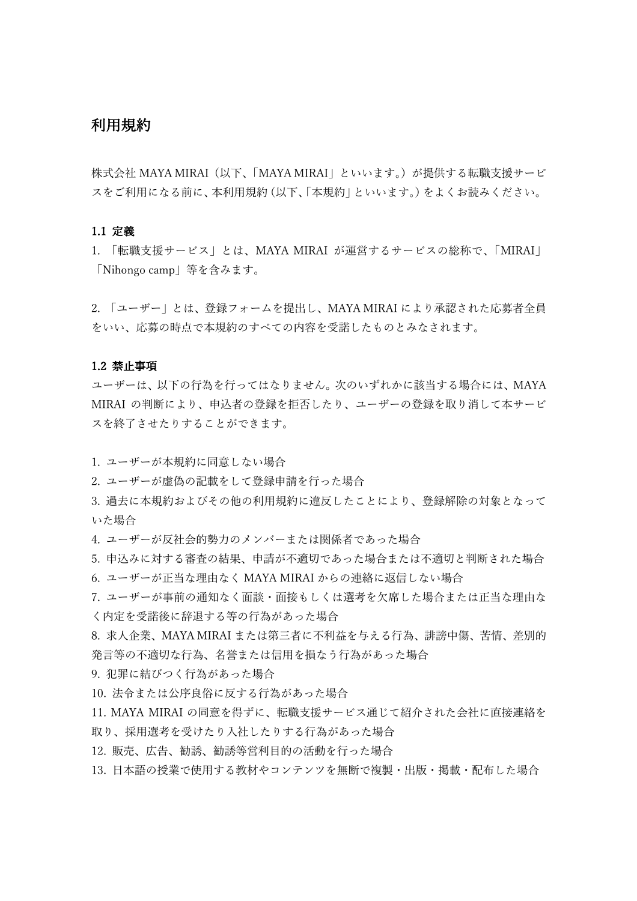# 利用規約

株式会社 MAYA MIRAI（以下、「MAYA MIRAI」といいます。）が提供する転職支援サービスをご利用になる前に、本利用規約 (以下、「本規約」といいます。) をよくお読みください。

### 1.1 定義

1. 「転職支援サービス」とは、MAYA MIRAI が運営するサービスの総称で、「MIRAI」「Nihongo camp」等を含みます。

2. 「ユーザー」とは、登録フォームを提出し、MAYA MIRAI により承認された応募者全員をいい、応募の時点で本規約のすべての内容を受諾したものとみなされます。

### 1.2 禁止事項

ユーザーは、以下の行為を行ってはなりません。次のいずれかに該当する場合には、MAYA MIRAI の判断により、申込者の登録を拒否したり、ユーザーの登録を取り消して本サービスを終了させたりすることができます。

1. ユーザーが本規約に同意しない場合
2. ユーザーが虚偽の記載をして登録申請を行った場合
3. 過去に本規約およびその他の利用規約に違反したことにより、登録解除の対象となっていた場合
4. ユーザーが反社会的勢力のメンバーまたは関係者であった場合
5. 申込みに対する審査の結果、申請が不適切であった場合または不適切と判断された場合
6. ユーザーが正当な理由なく MAYA MIRAI からの連絡に返信しない場合
7. ユーザーが事前の通知なく面談・面接もしくは選考を欠席した場合または正当な理由なく内定を受諾後に辞退する等の行為があった場合
8. 求人企業、MAYA MIRAI または第三者に不利益を与える行為、誹謗中傷、苦情、差別的発言等の不適切な行為、名誉または信用を損なう行為があった場合
9. 犯罪に結びつく行為があった場合
10. 法令または公序良俗に反する行為があった場合
11. MAYA MIRAI の同意を得ずに、転職支援サービス通じて紹介された会社に直接連絡を取り、採用選考を受けたり入社したりする行為があった場合
12. 販売、広告、勧誘、勧誘等営利目的の活動を行った場合
13. 日本語の授業で使用する教材やコンテンツを無断で複製・出版・掲載・配布した場合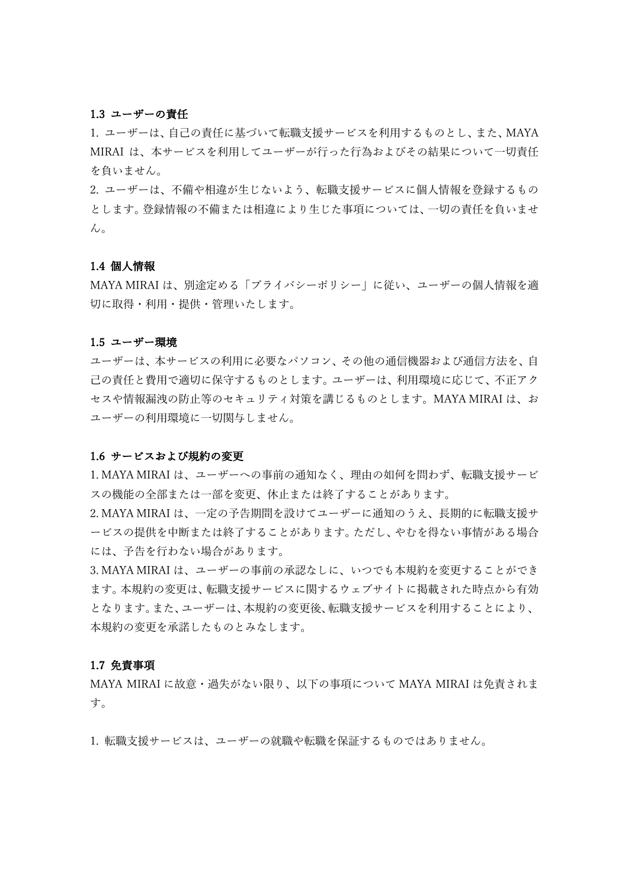### 1.3 ユーザーの責任

1. ユーザーは、自己の責任に基づいて転職支援サービスを利用するものとし、また、MAYA MIRAI は、本サービスを利用してユーザーが行った行為およびその結果について一切責任を負いません。
2. ユーザーは、不備や相違が生じないよう、転職支援サービスに個人情報を登録するものとします。登録情報の不備または相違により生じた事項については、一切の責任を負いません。

### 1.4 個人情報

MAYA MIRAI は、別途定める「プライバシーポリシー」に従い、ユーザーの個人情報を適切に取得・利用・提供・管理いたします。

### 1.5 ユーザー環境

ユーザーは、本サービスの利用に必要なパソコン、その他の通信機器および通信方法を、自己の責任と費用で適切に保守するものとします。ユーザーは、利用環境に応じて、不正アクセスや情報漏洩の防止等のセキュリティ対策を講じるものとします。MAYA MIRAI は、おユーザーの利用環境に一切関与しません。

### 1.6 サービスおよび規約の変更

1. MAYA MIRAI は、ユーザーへの事前の通知なく、理由の如何を問わず、転職支援サービスの機能の全部または一部を変更、休止または終了することがあります。
2. MAYA MIRAI は、一定の予告期間を設けてユーザーに通知のうえ、長期的に転職支援サービスの提供を中断または終了することがあります。ただし、やむを得ない事情がある場合には、予告を行わない場合があります。
3. MAYA MIRAI は、ユーザーの事前の承認なしに、いつでも本規約を変更することができます。本規約の変更は、転職支援サービスに関するウェブサイトに掲載された時点から有効となります。また、ユーザーは、本規約の変更後、転職支援サービスを利用することにより、本規約の変更を承諾したものとみなします。

### 1.7 免責事項

MAYA MIRAI に故意・過失がない限り、以下の事項について MAYA MIRAI は免責されます。

1. 転職支援サービスは、ユーザーの就職や転職を保証するものではありません。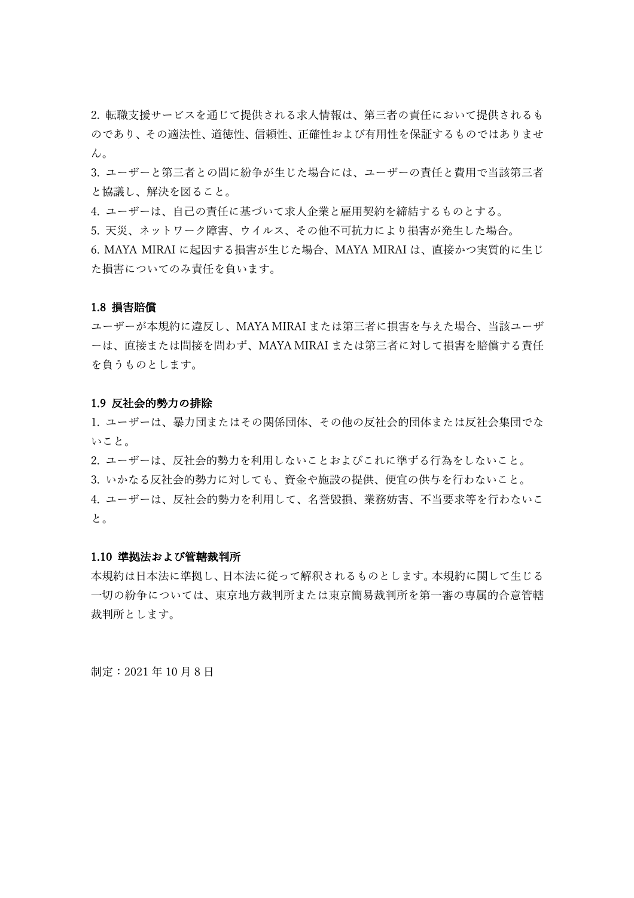2. 転職支援サービスを通じて提供される求人情報は、第三者の責任において提供されるものであり、その適法性、道徳性、信頼性、正確性および有用性を保証するものではありません。
3. ユーザーと第三者との間に紛争が生じた場合には、ユーザーの責任と費用で当該第三者と協議し、解決を図ること。
4. ユーザーは、自己の責任に基づいて求人企業と雇用契約を締結するものとする。
5. 天災、ネットワーク障害、ウイルス、その他不可抗力により損害が発生した場合。
6. MAYA MIRAI に起因する損害が生じた場合、MAYA MIRAI は、直接かつ実質的に生じた損害についてのみ責任を負います。

### 1.8 損害賠償

ユーザーが本規約に違反し、MAYA MIRAI または第三者に損害を与えた場合、当該ユーザーは、直接または間接を問わず、MAYA MIRAI または第三者に対して損害を賠償する責任を負うものとします。

### 1.9 反社会的勢力の排除

1. ユーザーは、暴力団またはその関係団体、その他の反社会的団体または反社会集団でないこと。
2. ユーザーは、反社会的勢力を利用しないことおよびこれに準ずる行為をしないこと。
3. いかなる反社会的勢力に対しても、資金や施設の提供、便宜の供与を行わないこと。
4. ユーザーは、反社会的勢力を利用して、名誉毀損、業務妨害、不当要求等を行わないこと。

### 1.10 準拠法および管轄裁判所

本規約は日本法に準拠し、日本法に従って解釈されるものとします。本規約に関して生じる一切の紛争については、東京地方裁判所または東京簡易裁判所を第一審の専属的合意管轄裁判所とします。

制定：2021 年 10 月 8 日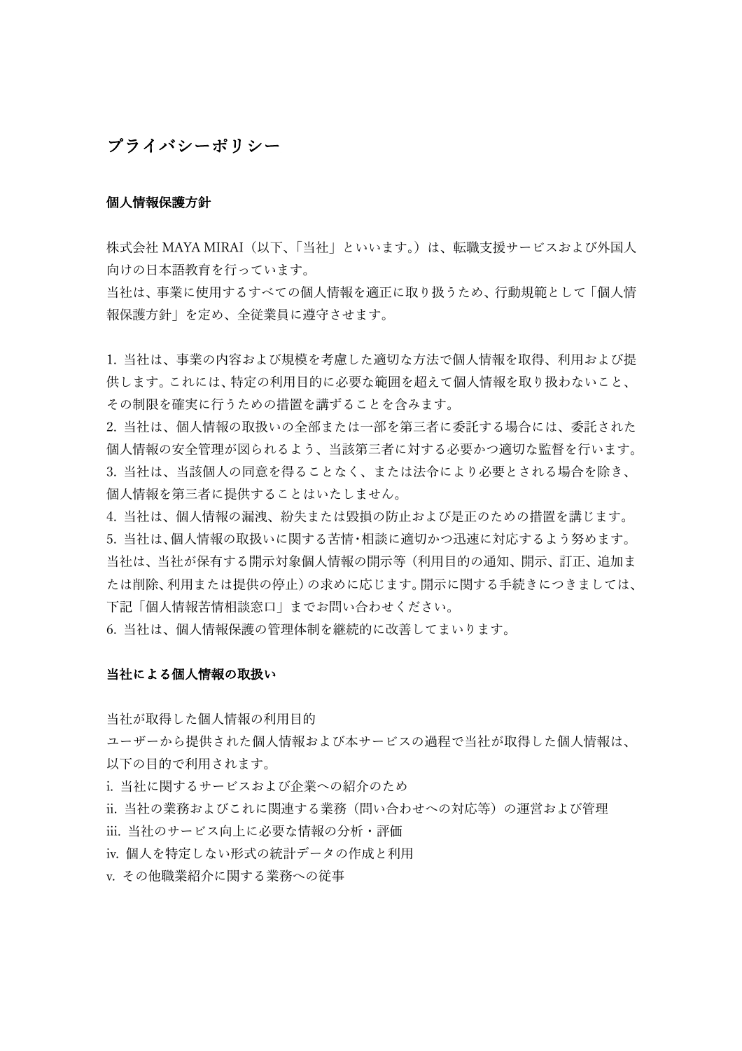# プライバシーポリシー

## 個人情報保護方針

株式会社 MAYA MIRAI（以下、「当社」といいます。）は、転職支援サービスおよび外国人向けの日本語教育を行っています。
当社は、事業に使用するすべての個人情報を適正に取り扱うため、行動規範として「個人情報保護方針」を定め、全従業員に遵守させます。

1. 当社は、事業の内容および規模を考慮した適切な方法で個人情報を取得、利用および提供します。これには、特定の利用目的に必要な範囲を超えて個人情報を取り扱わないこと、その制限を確実に行うための措置を講ずることを含みます。
2. 当社は、個人情報の取扱いの全部または一部を第三者に委託する場合には、委託された個人情報の安全管理が図られるよう、当該第三者に対する必要かつ適切な監督を行います。
3. 当社は、当該個人の同意を得ることなく、または法令により必要とされる場合を除き、個人情報を第三者に提供することはいたしません。
4. 当社は、個人情報の漏洩、紛失または毀損の防止および是正のための措置を講じます。
5. 当社は、個人情報の取扱いに関する苦情・相談に適切かつ迅速に対応するよう努めます。当社は、当社が保有する開示対象個人情報の開示等（利用目的の通知、開示、訂正、追加または削除、利用または提供の停止）の求めに応じます。開示に関する手続きにつきましては、下記「個人情報苦情相談窓口」までお問い合わせください。
6. 当社は、個人情報保護の管理体制を継続的に改善してまいります。

## 当社による個人情報の取扱い

当社が取得した個人情報の利用目的
ユーザーから提供された個人情報および本サービスの過程で当社が取得した個人情報は、以下の目的で利用されます。
i. 当社に関するサービスおよび企業への紹介のため
ii. 当社の業務およびこれに関連する業務（問い合わせへの対応等）の運営および管理
iii. 当社のサービス向上に必要な情報の分析・評価
iv. 個人を特定しない形式の統計データの作成と利用
v. その他職業紹介に関する業務への従事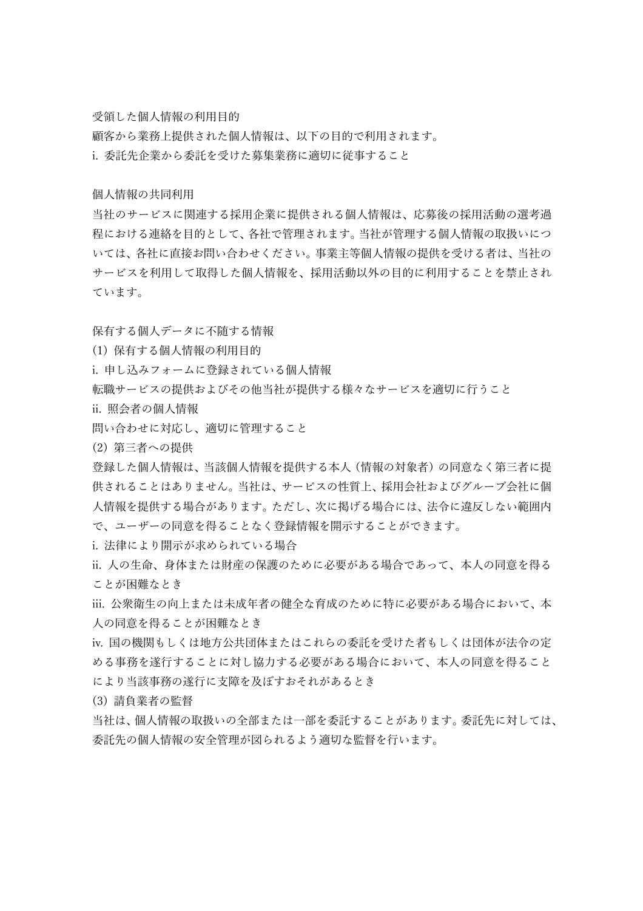受領した個人情報の利用目的

顧客から業務上提供された個人情報は、以下の目的で利用されます。

i. 委託先企業から委託を受けた募集業務に適切に従事すること

個人情報の共同利用

当社のサービスに関連する採用企業に提供される個人情報は、応募後の採用活動の選考過程における連絡を目的として、各社で管理されます。当社が管理する個人情報の取扱いについては、各社に直接お問い合わせください。事業主等個人情報の提供を受ける者は、当社のサービスを利用して取得した個人情報を、採用活動以外の目的に利用することを禁止されています。

保有する個人データに不随する情報

(1) 保有する個人情報の利用目的

i. 申し込みフォームに登録されている個人情報

転職サービスの提供およびその他当社が提供する様々なサービスを適切に行うこと

ii. 照会者の個人情報

問い合わせに対応し、適切に管理すること

(2) 第三者への提供

登録した個人情報は、当該個人情報を提供する本人（情報の対象者）の同意なく第三者に提供されることはありません。当社は、サービスの性質上、採用会社およびグループ会社に個人情報を提供する場合があります。ただし、次に掲げる場合には、法令に違反しない範囲内で、ユーザーの同意を得ることなく登録情報を開示することができます。

i. 法律により開示が求められている場合

ii. 人の生命、身体または財産の保護のために必要がある場合であって、本人の同意を得ることが困難なとき

iii. 公衆衛生の向上または未成年者の健全な育成のために特に必要がある場合において、本人の同意を得ることが困難なとき

iv. 国の機関もしくは地方公共団体またはこれらの委託を受けた者もしくは団体が法令の定める事務を遂行することに対し協力する必要がある場合において、本人の同意を得ることにより当該事務の遂行に支障を及ぼすおそれがあるとき

(3) 請負業者の監督

当社は、個人情報の取扱いの全部または一部を委託することがあります。委託先に対しては、委託先の個人情報の安全管理が図られるよう適切な監督を行います。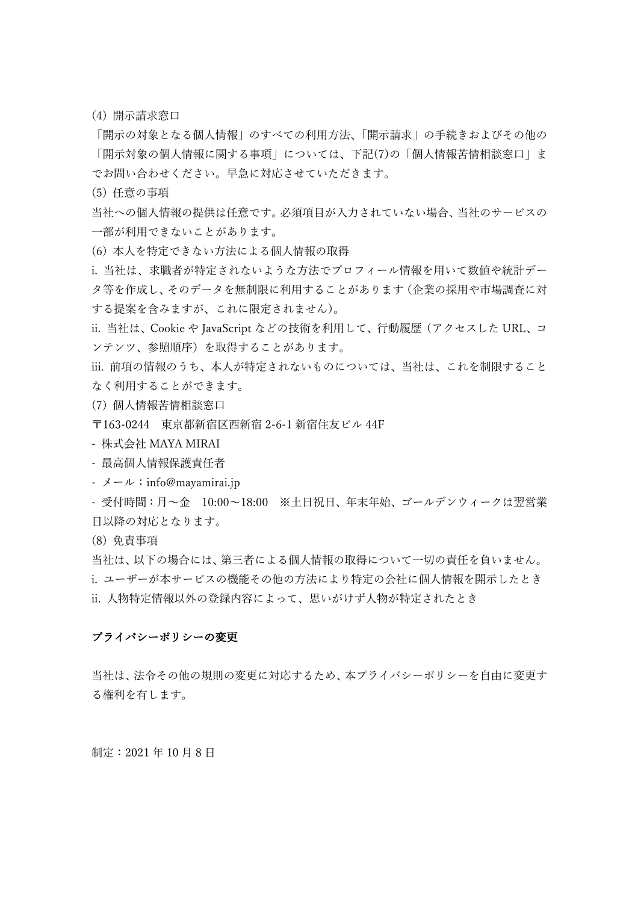(4) 開示請求窓口

「開示の対象となる個人情報」のすべての利用方法、「開示請求」の手続きおよびその他の「開示対象の個人情報に関する事項」については、下記(7)の「個人情報苦情相談窓口」までお問い合わせください。早急に対応させていただきます。

(5) 任意の事項

当社への個人情報の提供は任意です。必須項目が入力されていない場合、当社のサービスの一部が利用できないことがあります。

(6) 本人を特定できない方法による個人情報の取得

i. 当社は、求職者が特定されないような方法でプロフィール情報を用いて数値や統計データ等を作成し、そのデータを無制限に利用することがあります（企業の採用や市場調査に対する提案を含みますが、これに限定されません）。

ii. 当社は、Cookie や JavaScript などの技術を利用して、行動履歴（アクセスした URL、コンテンツ、参照順序）を取得することがあります。

iii. 前項の情報のうち、本人が特定されないものについては、当社は、これを制限することなく利用することができます。

(7) 個人情報苦情相談窓口

〒163-0244　東京都新宿区西新宿 2-6-1 新宿住友ビル 44F

- 株式会社 MAYA MIRAI
- 最高個人情報保護責任者
- メール：info@mayamirai.jp
- 受付時間：月〜金　10:00〜18:00　※土日祝日、年末年始、ゴールデンウィークは翌営業日以降の対応となります。

(8) 免責事項

当社は、以下の場合には、第三者による個人情報の取得について一切の責任を負いません。

i. ユーザーが本サービスの機能その他の方法により特定の会社に個人情報を開示したとき

ii. 人物特定情報以外の登録内容によって、思いがけず人物が特定されたとき

**プライバシーポリシーの変更**

当社は、法令その他の規則の変更に対応するため、本プライバシーポリシーを自由に変更する権利を有します。

制定：2021 年 10 月 8 日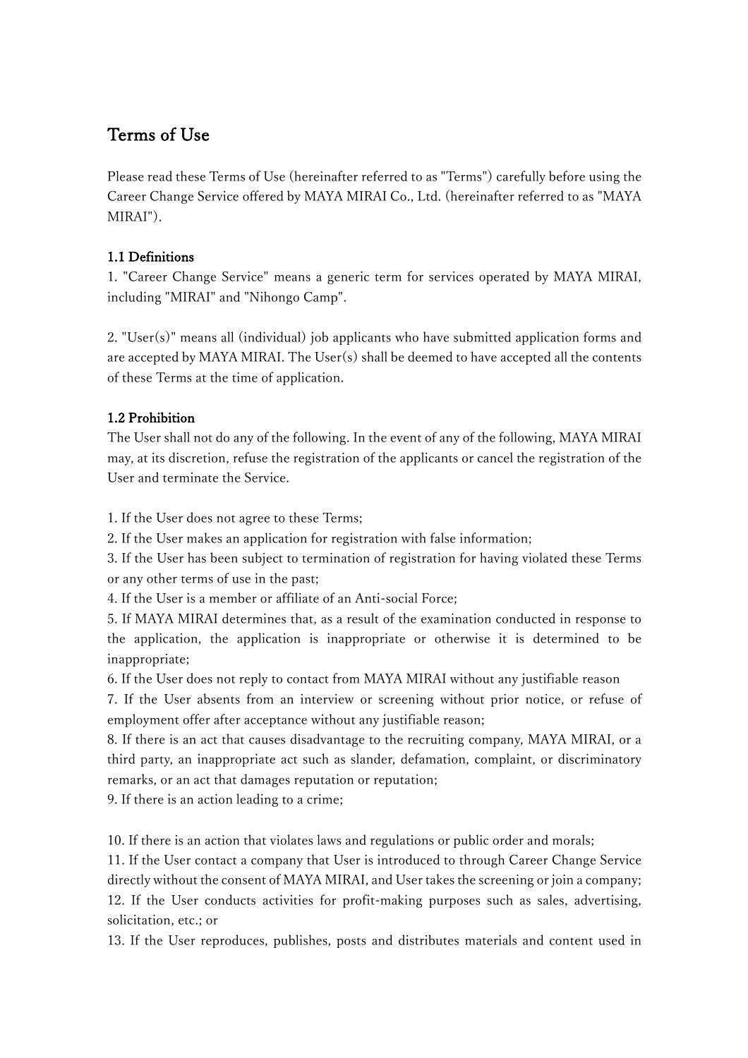# Terms of Use

Please read these Terms of Use (hereinafter referred to as "Terms") carefully before using the Career Change Service offered by MAYA MIRAI Co., Ltd. (hereinafter referred to as "MAYA MIRAI").

### 1.1 Definitions

1. "Career Change Service" means a generic term for services operated by MAYA MIRAI, including "MIRAI" and "Nihongo Camp".

2. "User(s)" means all (individual) job applicants who have submitted application forms and are accepted by MAYA MIRAI. The User(s) shall be deemed to have accepted all the contents of these Terms at the time of application.

### 1.2 Prohibition

The User shall not do any of the following. In the event of any of the following, MAYA MIRAI may, at its discretion, refuse the registration of the applicants or cancel the registration of the User and terminate the Service.

1. If the User does not agree to these Terms;
2. If the User makes an application for registration with false information;
3. If the User has been subject to termination of registration for having violated these Terms or any other terms of use in the past;
4. If the User is a member or affiliate of an Anti-social Force;
5. If MAYA MIRAI determines that, as a result of the examination conducted in response to the application, the application is inappropriate or otherwise it is determined to be inappropriate;
6. If the User does not reply to contact from MAYA MIRAI without any justifiable reason
7. If the User absents from an interview or screening without prior notice, or refuse of employment offer after acceptance without any justifiable reason;
8. If there is an act that causes disadvantage to the recruiting company, MAYA MIRAI, or a third party, an inappropriate act such as slander, defamation, complaint, or discriminatory remarks, or an act that damages reputation or reputation;
9. If there is an action leading to a crime;
10. If there is an action that violates laws and regulations or public order and morals;
11. If the User contact a company that User is introduced to through Career Change Service directly without the consent of MAYA MIRAI, and User takes the screening or join a company;
12. If the User conducts activities for profit-making purposes such as sales, advertising, solicitation, etc.; or
13. If the User reproduces, publishes, posts and distributes materials and content used in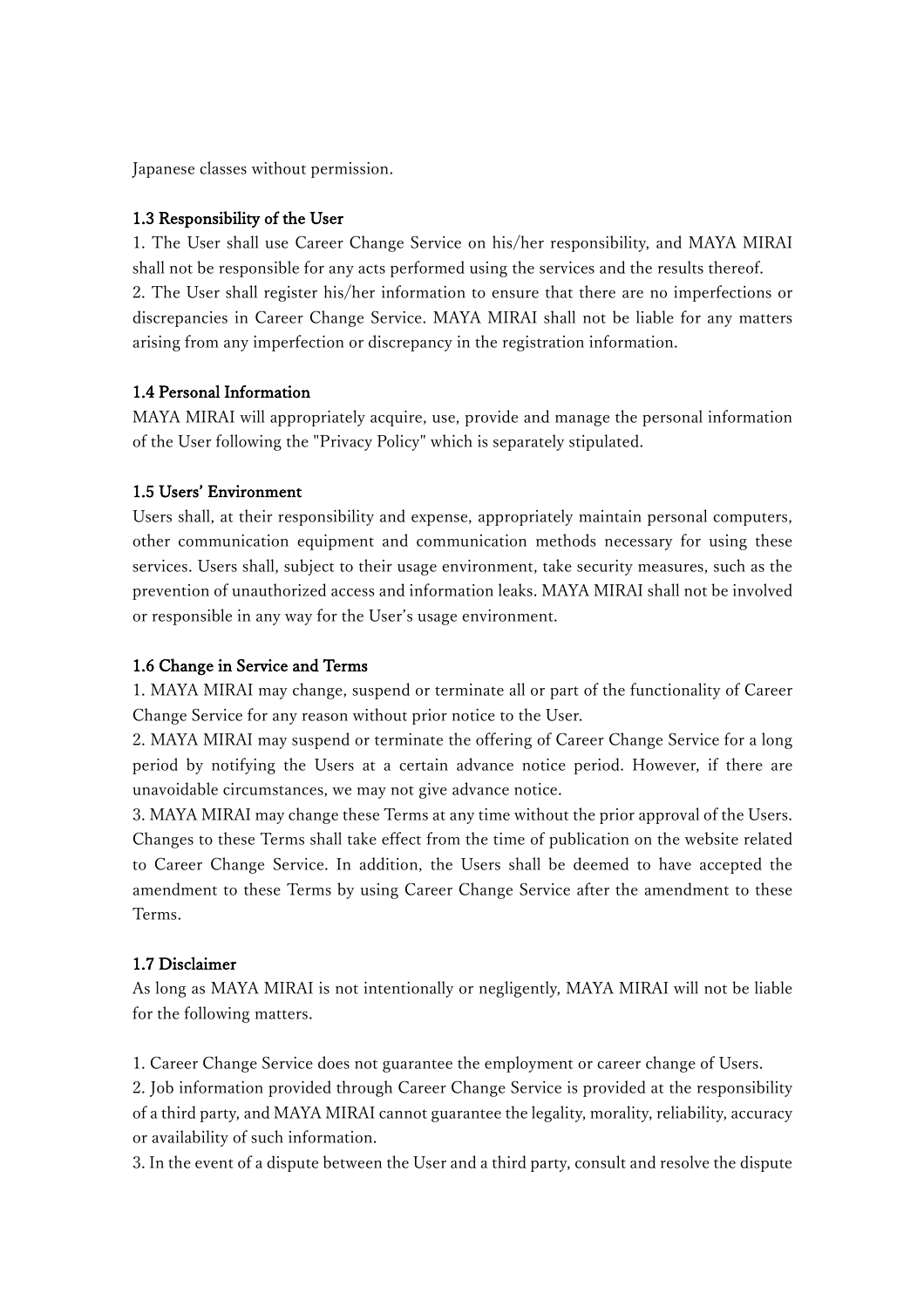Japanese classes without permission.

### 1.3 Responsibility of the User

1. The User shall use Career Change Service on his/her responsibility, and MAYA MIRAI shall not be responsible for any acts performed using the services and the results thereof.
2. The User shall register his/her information to ensure that there are no imperfections or discrepancies in Career Change Service. MAYA MIRAI shall not be liable for any matters arising from any imperfection or discrepancy in the registration information.

### 1.4 Personal Information

MAYA MIRAI will appropriately acquire, use, provide and manage the personal information of the User following the "Privacy Policy" which is separately stipulated.

### 1.5 Users' Environment

Users shall, at their responsibility and expense, appropriately maintain personal computers, other communication equipment and communication methods necessary for using these services. Users shall, subject to their usage environment, take security measures, such as the prevention of unauthorized access and information leaks. MAYA MIRAI shall not be involved or responsible in any way for the User's usage environment.

### 1.6 Change in Service and Terms

1. MAYA MIRAI may change, suspend or terminate all or part of the functionality of Career Change Service for any reason without prior notice to the User.
2. MAYA MIRAI may suspend or terminate the offering of Career Change Service for a long period by notifying the Users at a certain advance notice period. However, if there are unavoidable circumstances, we may not give advance notice.
3. MAYA MIRAI may change these Terms at any time without the prior approval of the Users. Changes to these Terms shall take effect from the time of publication on the website related to Career Change Service. In addition, the Users shall be deemed to have accepted the amendment to these Terms by using Career Change Service after the amendment to these Terms.

### 1.7 Disclaimer

As long as MAYA MIRAI is not intentionally or negligently, MAYA MIRAI will not be liable for the following matters.

1. Career Change Service does not guarantee the employment or career change of Users.
2. Job information provided through Career Change Service is provided at the responsibility of a third party, and MAYA MIRAI cannot guarantee the legality, morality, reliability, accuracy or availability of such information.
3. In the event of a dispute between the User and a third party, consult and resolve the dispute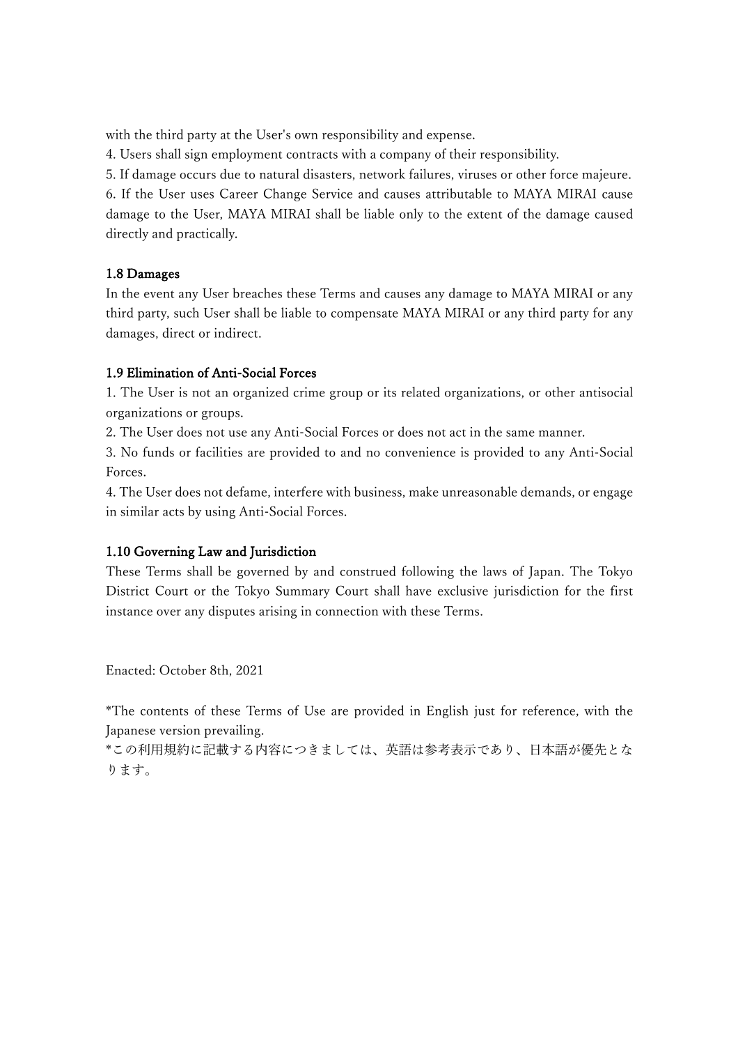with the third party at the User's own responsibility and expense.

4. Users shall sign employment contracts with a company of their responsibility.
5. If damage occurs due to natural disasters, network failures, viruses or other force majeure.
6. If the User uses Career Change Service and causes attributable to MAYA MIRAI cause damage to the User, MAYA MIRAI shall be liable only to the extent of the damage caused directly and practically.

### 1.8 Damages

In the event any User breaches these Terms and causes any damage to MAYA MIRAI or any third party, such User shall be liable to compensate MAYA MIRAI or any third party for any damages, direct or indirect.

### 1.9 Elimination of Anti-Social Forces

1. The User is not an organized crime group or its related organizations, or other antisocial organizations or groups.
2. The User does not use any Anti-Social Forces or does not act in the same manner.
3. No funds or facilities are provided to and no convenience is provided to any Anti-Social Forces.
4. The User does not defame, interfere with business, make unreasonable demands, or engage in similar acts by using Anti-Social Forces.

### 1.10 Governing Law and Jurisdiction

These Terms shall be governed by and construed following the laws of Japan. The Tokyo District Court or the Tokyo Summary Court shall have exclusive jurisdiction for the first instance over any disputes arising in connection with these Terms.

Enacted: October 8th, 2021

*The contents of these Terms of Use are provided in English just for reference, with the Japanese version prevailing.
*この利用規約に記載する内容につきましては、英語は参考表示であり、日本語が優先となります。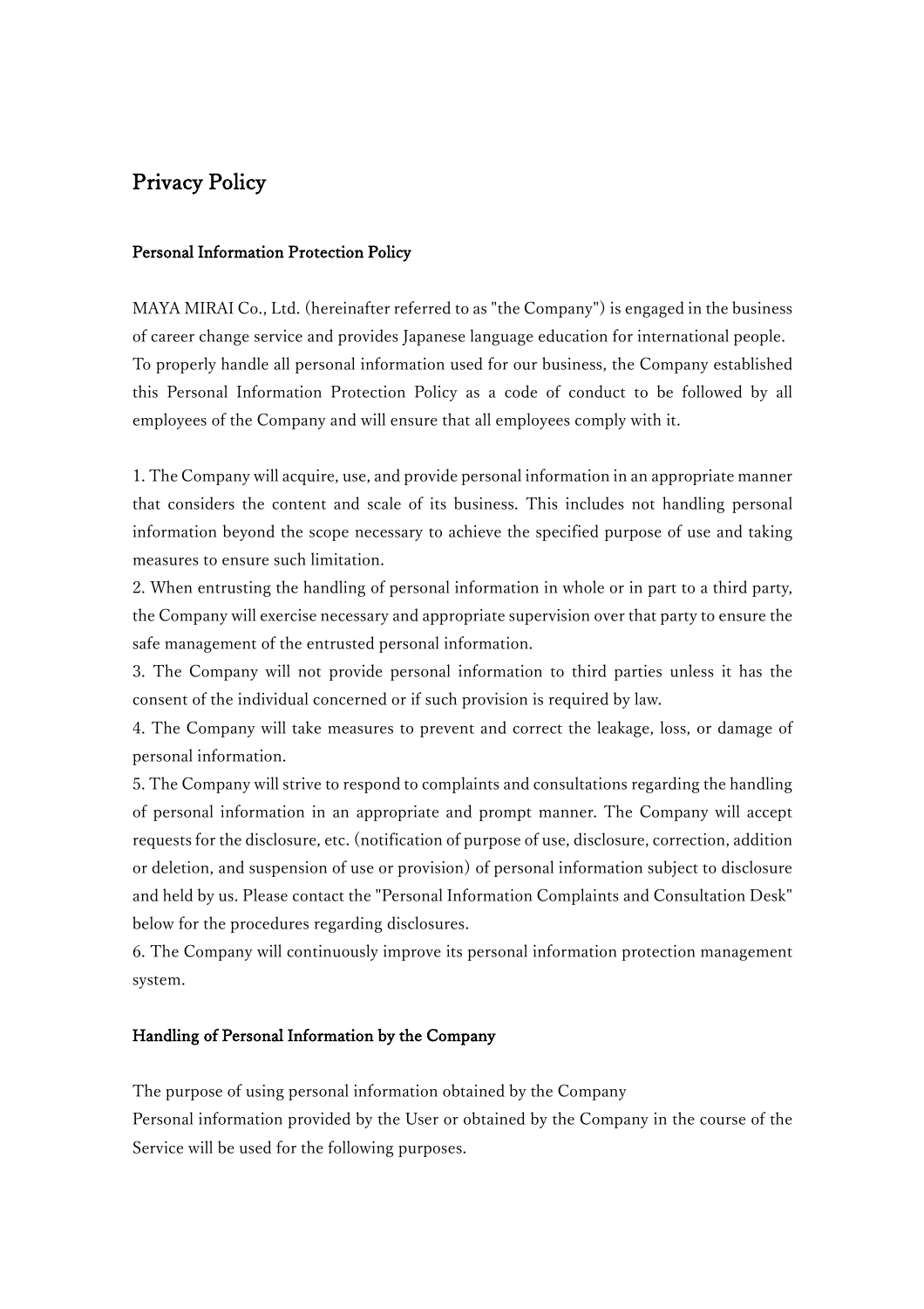# Privacy Policy

## Personal Information Protection Policy

MAYA MIRAI Co., Ltd. (hereinafter referred to as "the Company") is engaged in the business of career change service and provides Japanese language education for international people. To properly handle all personal information used for our business, the Company established this Personal Information Protection Policy as a code of conduct to be followed by all employees of the Company and will ensure that all employees comply with it.

1. The Company will acquire, use, and provide personal information in an appropriate manner that considers the content and scale of its business. This includes not handling personal information beyond the scope necessary to achieve the specified purpose of use and taking measures to ensure such limitation.
2. When entrusting the handling of personal information in whole or in part to a third party, the Company will exercise necessary and appropriate supervision over that party to ensure the safe management of the entrusted personal information.
3. The Company will not provide personal information to third parties unless it has the consent of the individual concerned or if such provision is required by law.
4. The Company will take measures to prevent and correct the leakage, loss, or damage of personal information.
5. The Company will strive to respond to complaints and consultations regarding the handling of personal information in an appropriate and prompt manner. The Company will accept requests for the disclosure, etc. (notification of purpose of use, disclosure, correction, addition or deletion, and suspension of use or provision) of personal information subject to disclosure and held by us. Please contact the "Personal Information Complaints and Consultation Desk" below for the procedures regarding disclosures.
6. The Company will continuously improve its personal information protection management system.

## Handling of Personal Information by the Company

The purpose of using personal information obtained by the Company
Personal information provided by the User or obtained by the Company in the course of the Service will be used for the following purposes.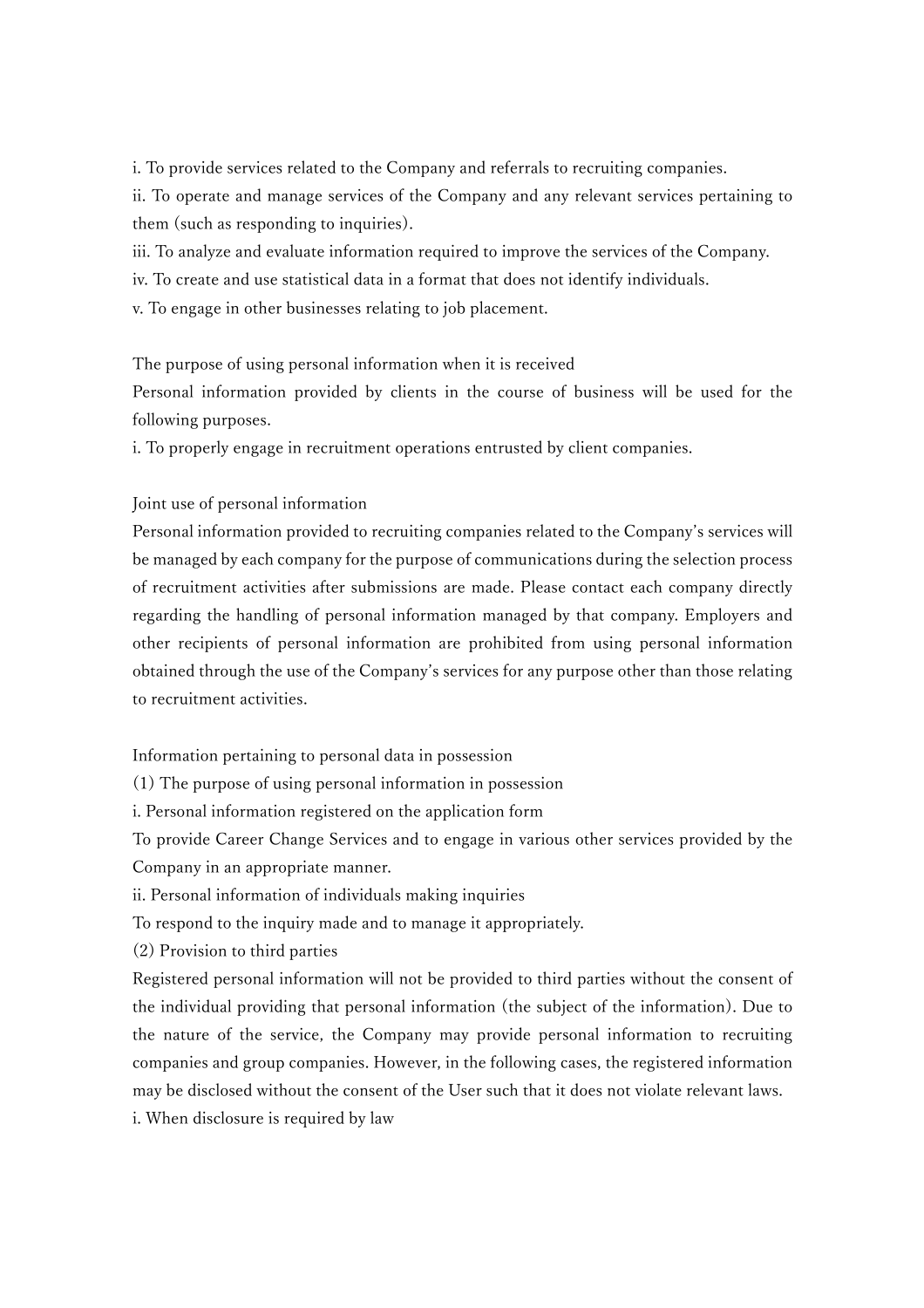i. To provide services related to the Company and referrals to recruiting companies.
ii. To operate and manage services of the Company and any relevant services pertaining to them (such as responding to inquiries).
iii. To analyze and evaluate information required to improve the services of the Company.
iv. To create and use statistical data in a format that does not identify individuals.
v. To engage in other businesses relating to job placement.

The purpose of using personal information when it is received

Personal information provided by clients in the course of business will be used for the following purposes.

i. To properly engage in recruitment operations entrusted by client companies.

Joint use of personal information

Personal information provided to recruiting companies related to the Company's services will be managed by each company for the purpose of communications during the selection process of recruitment activities after submissions are made. Please contact each company directly regarding the handling of personal information managed by that company. Employers and other recipients of personal information are prohibited from using personal information obtained through the use of the Company's services for any purpose other than those relating to recruitment activities.

Information pertaining to personal data in possession

(1) The purpose of using personal information in possession

i. Personal information registered on the application form

To provide Career Change Services and to engage in various other services provided by the Company in an appropriate manner.

ii. Personal information of individuals making inquiries

To respond to the inquiry made and to manage it appropriately.

(2) Provision to third parties

Registered personal information will not be provided to third parties without the consent of the individual providing that personal information (the subject of the information). Due to the nature of the service, the Company may provide personal information to recruiting companies and group companies. However, in the following cases, the registered information may be disclosed without the consent of the User such that it does not violate relevant laws.

i. When disclosure is required by law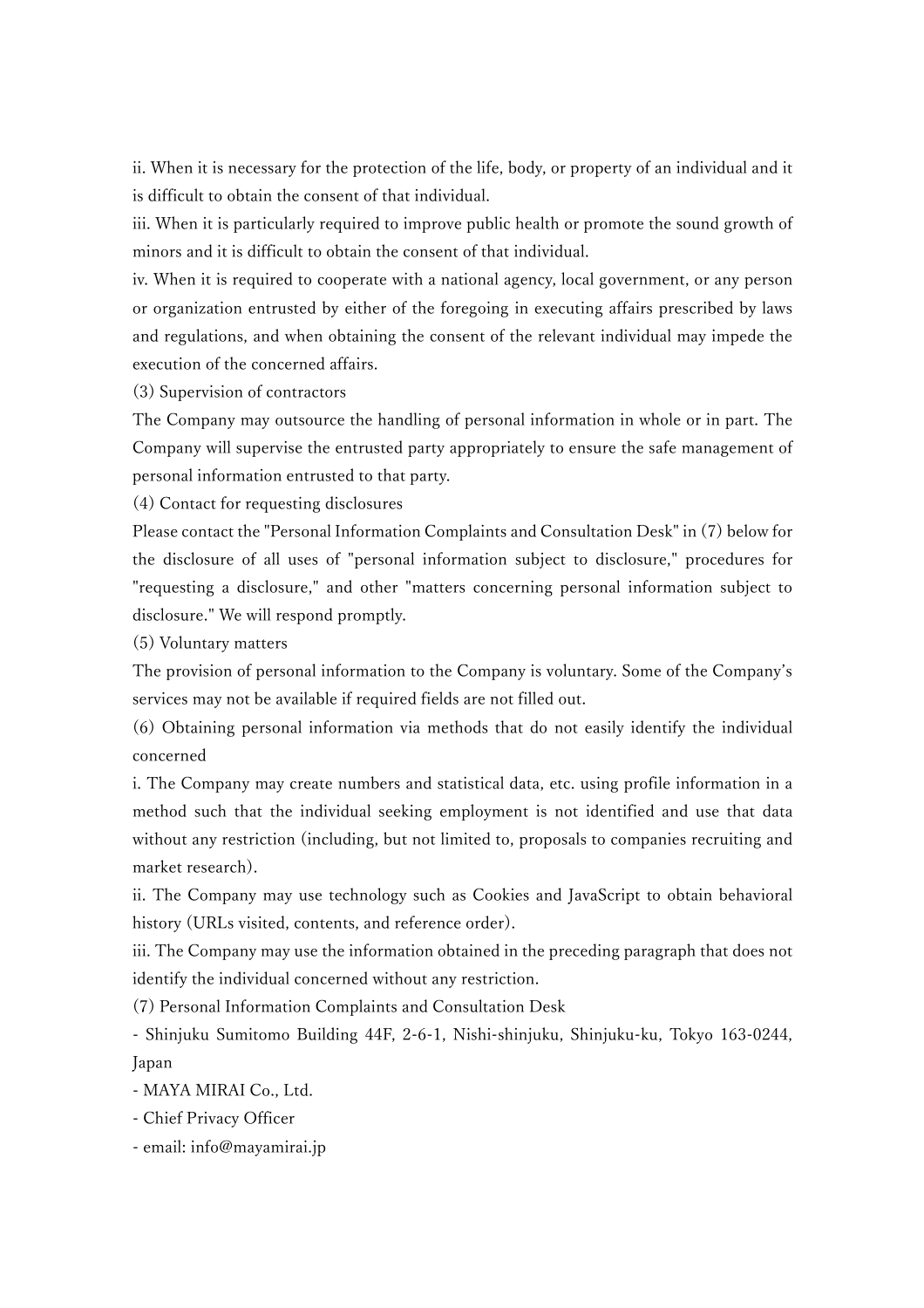ii. When it is necessary for the protection of the life, body, or property of an individual and it is difficult to obtain the consent of that individual.

iii. When it is particularly required to improve public health or promote the sound growth of minors and it is difficult to obtain the consent of that individual.

iv. When it is required to cooperate with a national agency, local government, or any person or organization entrusted by either of the foregoing in executing affairs prescribed by laws and regulations, and when obtaining the consent of the relevant individual may impede the execution of the concerned affairs.

(3) Supervision of contractors

The Company may outsource the handling of personal information in whole or in part. The Company will supervise the entrusted party appropriately to ensure the safe management of personal information entrusted to that party.

(4) Contact for requesting disclosures

Please contact the "Personal Information Complaints and Consultation Desk" in (7) below for the disclosure of all uses of "personal information subject to disclosure," procedures for "requesting a disclosure," and other "matters concerning personal information subject to disclosure." We will respond promptly.

(5) Voluntary matters

The provision of personal information to the Company is voluntary. Some of the Company's services may not be available if required fields are not filled out.

(6) Obtaining personal information via methods that do not easily identify the individual concerned

i. The Company may create numbers and statistical data, etc. using profile information in a method such that the individual seeking employment is not identified and use that data without any restriction (including, but not limited to, proposals to companies recruiting and market research).

ii. The Company may use technology such as Cookies and JavaScript to obtain behavioral history (URLs visited, contents, and reference order).

iii. The Company may use the information obtained in the preceding paragraph that does not identify the individual concerned without any restriction.

(7) Personal Information Complaints and Consultation Desk

- Shinjuku Sumitomo Building 44F, 2-6-1, Nishi-shinjuku, Shinjuku-ku, Tokyo 163-0244, Japan
- MAYA MIRAI Co., Ltd.
- Chief Privacy Officer
- email: info@mayamirai.jp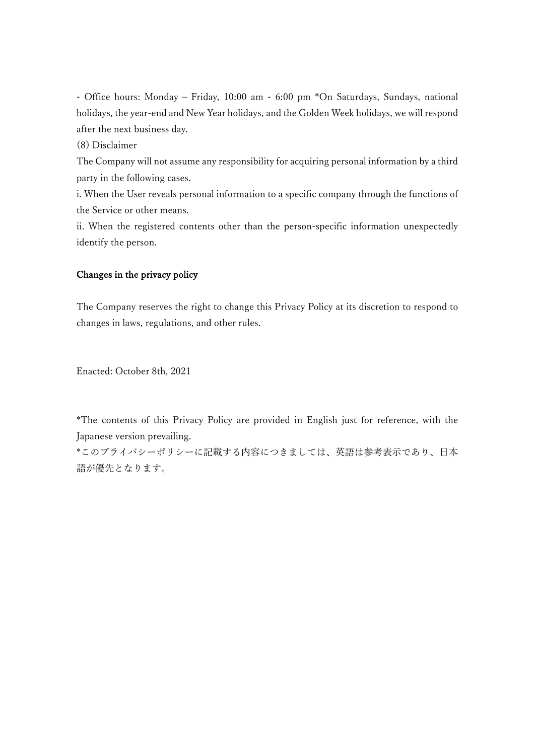- Office hours: Monday – Friday, 10:00 am - 6:00 pm *On Saturdays, Sundays, national holidays, the year-end and New Year holidays, and the Golden Week holidays, we will respond after the next business day.

(8) Disclaimer

The Company will not assume any responsibility for acquiring personal information by a third party in the following cases.

i. When the User reveals personal information to a specific company through the functions of the Service or other means.

ii. When the registered contents other than the person-specific information unexpectedly identify the person.

## Changes in the privacy policy

The Company reserves the right to change this Privacy Policy at its discretion to respond to changes in laws, regulations, and other rules.

Enacted: October 8th, 2021

*The contents of this Privacy Policy are provided in English just for reference, with the Japanese version prevailing.

*このプライバシーポリシーに記載する内容につきましては、英語は参考表示であり、日本語が優先となります。